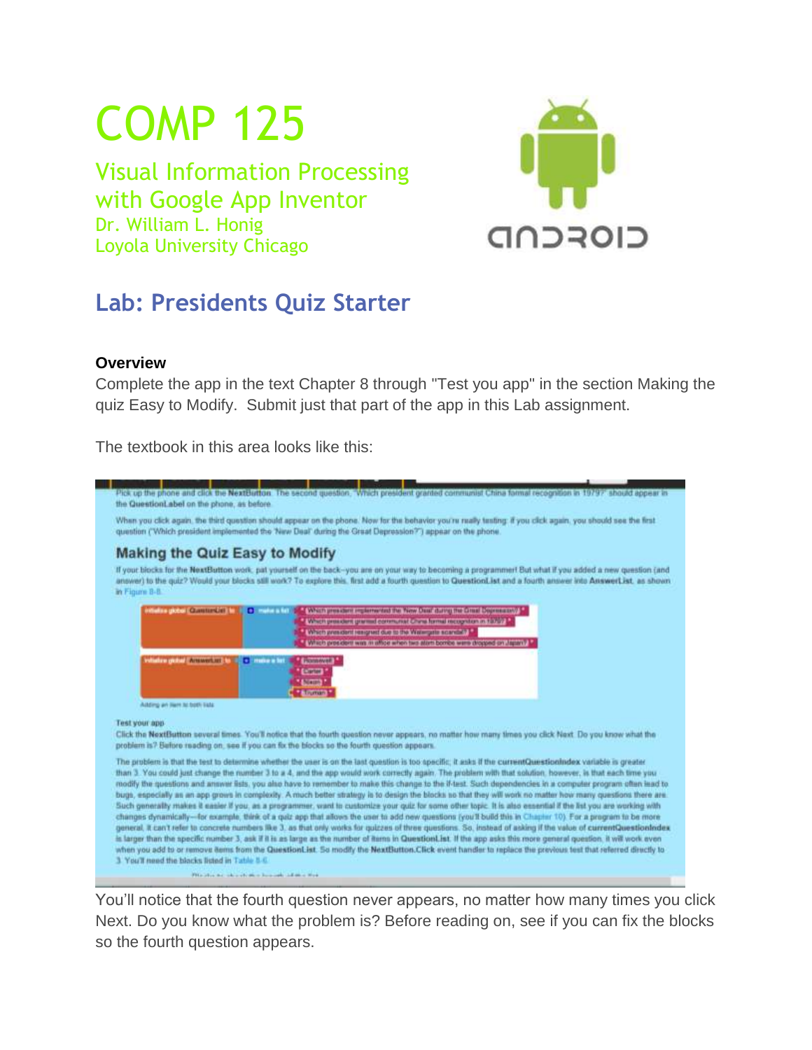# COMP 125

## Visual Information Processing with Google App Inventor

Dr. William L. Honig
Loyola University Chicago

## Lab: Presidents Quiz Starter

**Overview**

Complete the app in the text Chapter 8 through "Test you app" in the section Making the quiz Easy to Modify. Submit just that part of the app in this Lab assignment.

The textbook in this area looks like this:

Pick up the phone and click the **NextButton**. The second question, "Which president granted communist China formal recognition in 1979?" should appear in the **QuestionLabel** on the phone, as before.

When you click again, the third question should appear on the phone. Now for the behavior you're really testing: if you click again, you should see the first question ("Which president implemented the 'New Deal' during the Great Depression?") appear on the phone.

### Making the Quiz Easy to Modify

If your blocks for the **NextButton** work, pat yourself on the back—you are on your way to becoming a programmer! But what if you added a new question (and answer) to the quiz? Would your blocks still work? To explore this, first add a fourth question to **QuestionList** and a fourth answer into **AnswerList**, as shown in Figure 8-8.

```
initialize global QuestionList to  make a list
    "Which president implemented the 'New Deal' during the Great Depression?"
    "Which president granted communist China formal recognition in 1979?"
    "Which president resigned due to the Watergate scandal?"
    "Which president was in office when two atom bombs were dropped on Japan?"

initialize global AnswerList to  make a list
    "Roosevelt"
    "Carter"
    "Nixon"
    "Truman"
```

Adding an item to both lists

**Test your app**

Click the **NextButton** several times. You'll notice that the fourth question never appears, no matter how many times you click Next. Do you know what the problem is? Before reading on, see if you can fix the blocks so the fourth question appears.

The problem is that the test to determine whether the user is on the last question is too specific; it asks if the **currentQuestionIndex** variable is greater than 3. You could just change the number 3 to a 4, and the app would work correctly again. The problem with that solution, however, is that each time you modify the questions and answer lists, you also have to remember to make this change to the if-test. Such dependencies in a computer program often lead to bugs, especially as an app grows in complexity. A much better strategy is to design the blocks so that they will work no matter how many questions there are. Such generality makes it easier if you, as a programmer, want to customize your quiz for some other topic. It is also essential if the list you are working with changes dynamically—for example, think of a quiz app that allows the user to add new questions (you'll build this in Chapter 10). For a program to be more general, it can't refer to concrete numbers like 3, as that only works for quizzes of three questions. So, instead of asking if the value of **currentQuestionIndex** is larger than the specific number 3, ask if it is as large as the number of items in **QuestionList**. If the app asks this more general question, it will work even when you add to or remove items from the **QuestionList**. So modify the **NextButton.Click** event handler to replace the previous test that referred directly to 3. You'll need the blocks listed in Table 8-6.

You'll notice that the fourth question never appears, no matter how many times you click Next. Do you know what the problem is? Before reading on, see if you can fix the blocks so the fourth question appears.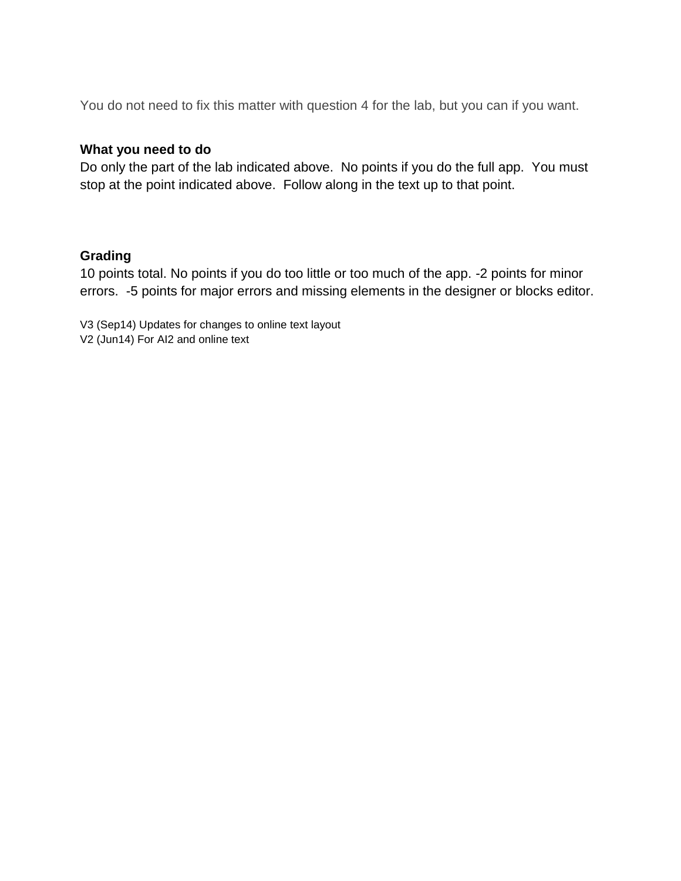You do not need to fix this matter with question 4 for the lab, but you can if you want.

**What you need to do**

Do only the part of the lab indicated above. No points if you do the full app. You must stop at the point indicated above. Follow along in the text up to that point.

**Grading**

10 points total. No points if you do too little or too much of the app. -2 points for minor errors. -5 points for major errors and missing elements in the designer or blocks editor.

V3 (Sep14) Updates for changes to online text layout
V2 (Jun14) For AI2 and online text